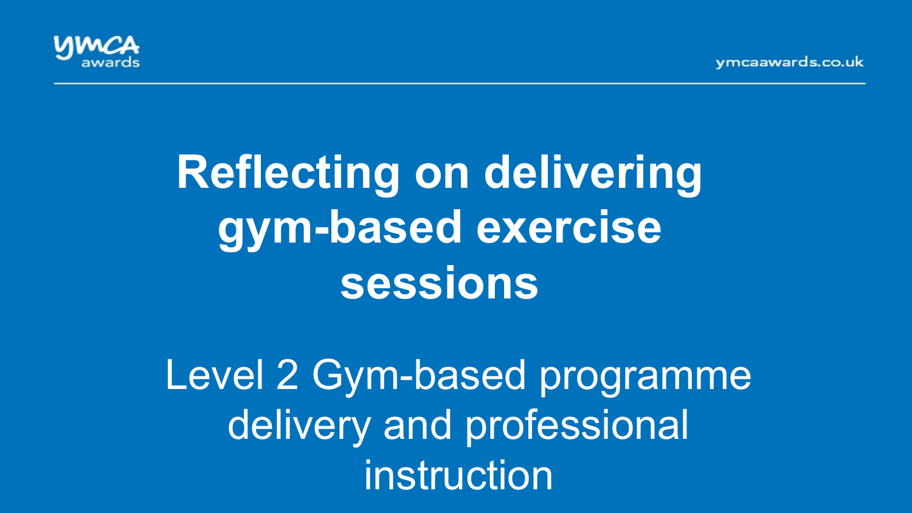# Reflecting on delivering gym-based exercise sessions

Level 2 Gym-based programme delivery and professional instruction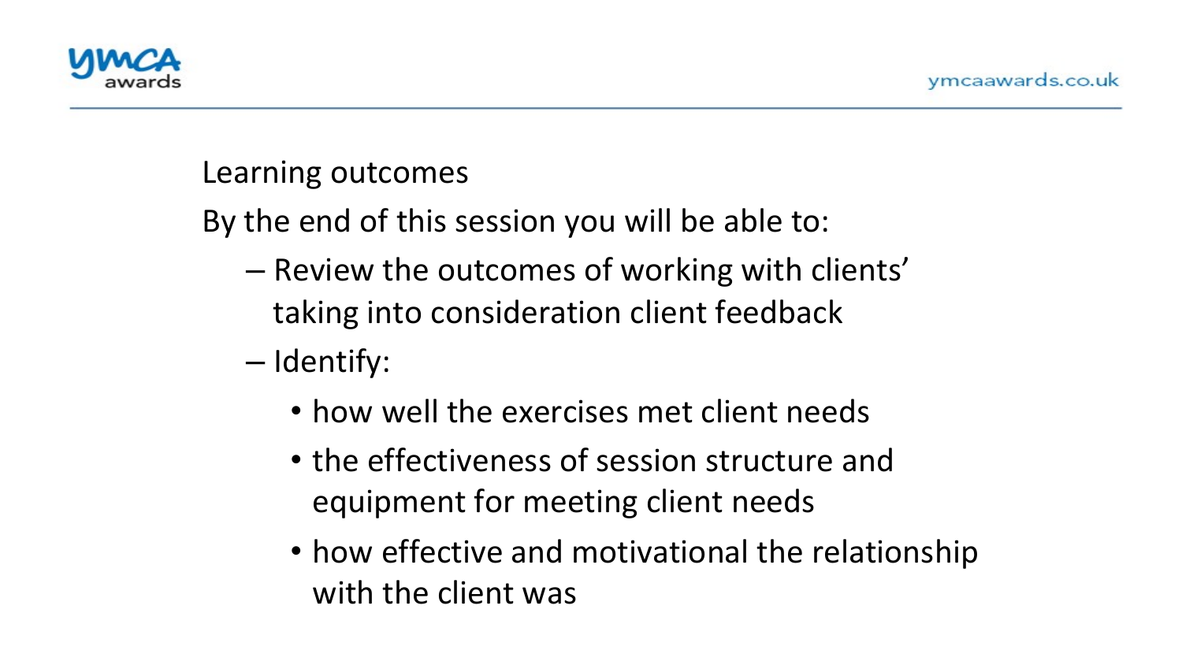## Learning outcomes

By the end of this session you will be able to:

- Review the outcomes of working with clients' taking into consideration client feedback
- Identify:
  - how well the exercises met client needs
  - the effectiveness of session structure and equipment for meeting client needs
  - how effective and motivational the relationship with the client was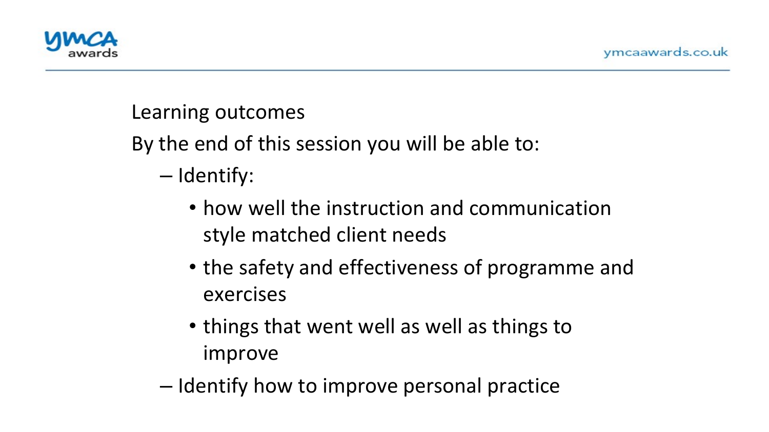## Learning outcomes

By the end of this session you will be able to:

- Identify:
  - how well the instruction and communication style matched client needs
  - the safety and effectiveness of programme and exercises
  - things that went well as well as things to improve
- Identify how to improve personal practice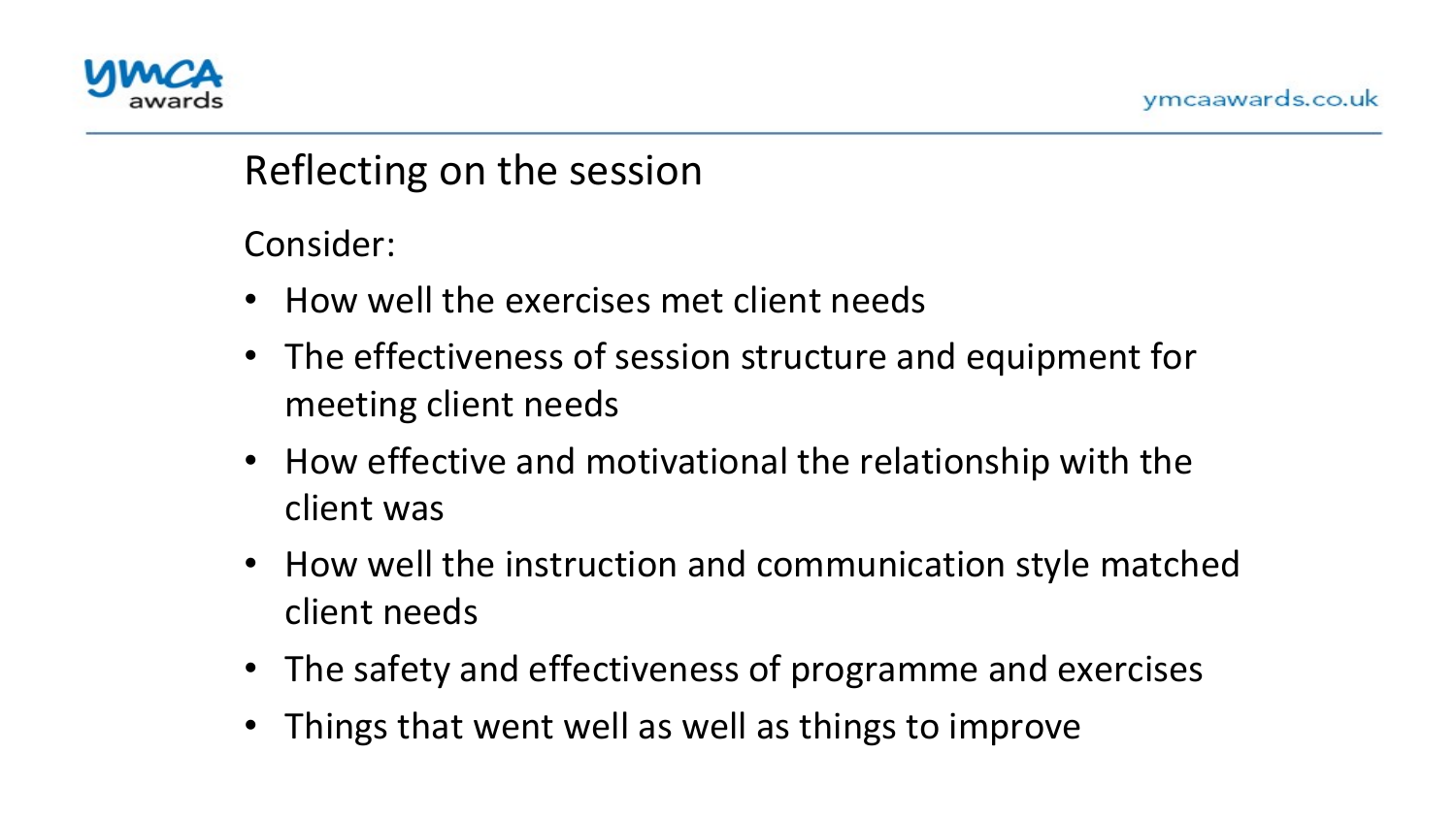## Reflecting on the session

Consider:

- How well the exercises met client needs
- The effectiveness of session structure and equipment for meeting client needs
- How effective and motivational the relationship with the client was
- How well the instruction and communication style matched client needs
- The safety and effectiveness of programme and exercises
- Things that went well as well as things to improve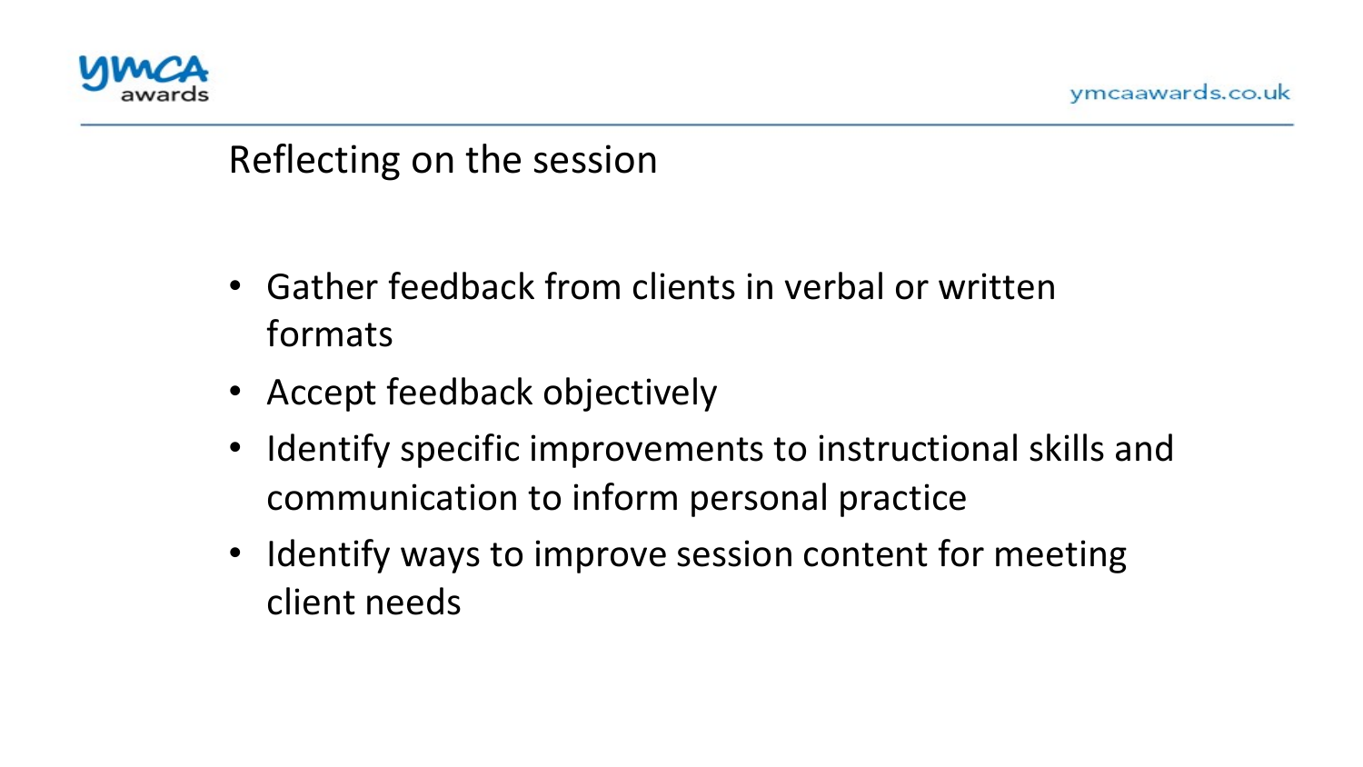## Reflecting on the session

- Gather feedback from clients in verbal or written formats
- Accept feedback objectively
- Identify specific improvements to instructional skills and communication to inform personal practice
- Identify ways to improve session content for meeting client needs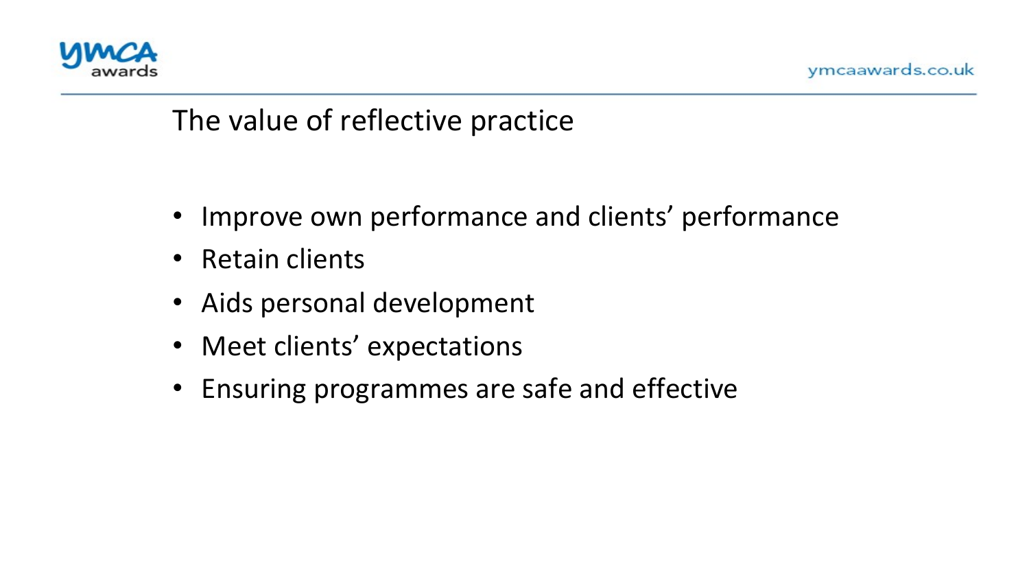# The value of reflective practice

- Improve own performance and clients' performance
- Retain clients
- Aids personal development
- Meet clients' expectations
- Ensuring programmes are safe and effective